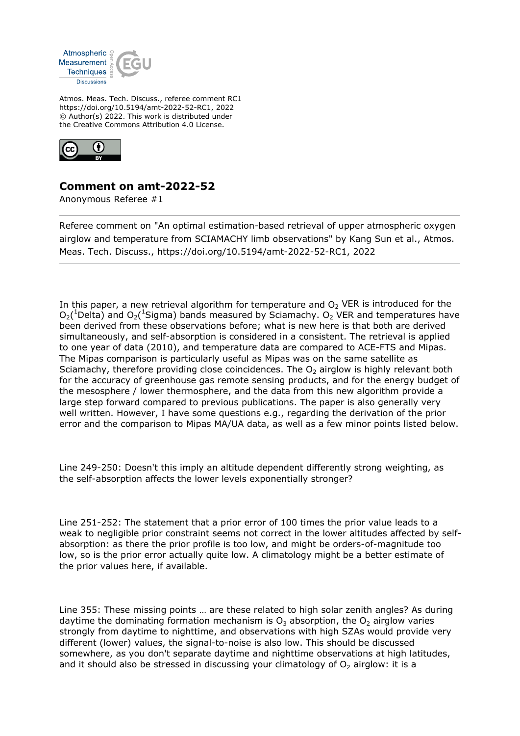Atmos. Meas. Tech. Discuss., referee comment RC1
https://doi.org/10.5194/amt-2022-52-RC1, 2022
© Author(s) 2022. This work is distributed under
the Creative Commons Attribution 4.0 License.

## Comment on amt-2022-52

Anonymous Referee #1

Referee comment on "An optimal estimation-based retrieval of upper atmospheric oxygen airglow and temperature from SCIAMACHY limb observations" by Kang Sun et al., Atmos. Meas. Tech. Discuss., https://doi.org/10.5194/amt-2022-52-RC1, 2022

In this paper, a new retrieval algorithm for temperature and $O_2$ VER is introduced for the $O_2(^1\text{Delta})$ and $O_2(^1\text{Sigma})$ bands measured by Sciamachy. $O_2$ VER and temperatures have been derived from these observations before; what is new here is that both are derived simultaneously, and self-absorption is considered in a consistent. The retrieval is applied to one year of data (2010), and temperature data are compared to ACE-FTS and Mipas. The Mipas comparison is particularly useful as Mipas was on the same satellite as Sciamachy, therefore providing close coincidences. The $O_2$ airglow is highly relevant both for the accuracy of greenhouse gas remote sensing products, and for the energy budget of the mesosphere / lower thermosphere, and the data from this new algorithm provide a large step forward compared to previous publications. The paper is also generally very well written. However, I have some questions e.g., regarding the derivation of the prior error and the comparison to Mipas MA/UA data, as well as a few minor points listed below.

Line 249-250: Doesn't this imply an altitude dependent differently strong weighting, as the self-absorption affects the lower levels exponentially stronger?

Line 251-252: The statement that a prior error of 100 times the prior value leads to a weak to negligible prior constraint seems not correct in the lower altitudes affected by self-absorption: as there the prior profile is too low, and might be orders-of-magnitude too low, so is the prior error actually quite low. A climatology might be a better estimate of the prior values here, if available.

Line 355: These missing points … are these related to high solar zenith angles? As during daytime the dominating formation mechanism is $O_3$ absorption, the $O_2$ airglow varies strongly from daytime to nighttime, and observations with high SZAs would provide very different (lower) values, the signal-to-noise is also low. This should be discussed somewhere, as you don't separate daytime and nighttime observations at high latitudes, and it should also be stressed in discussing your climatology of $O_2$ airglow: it is a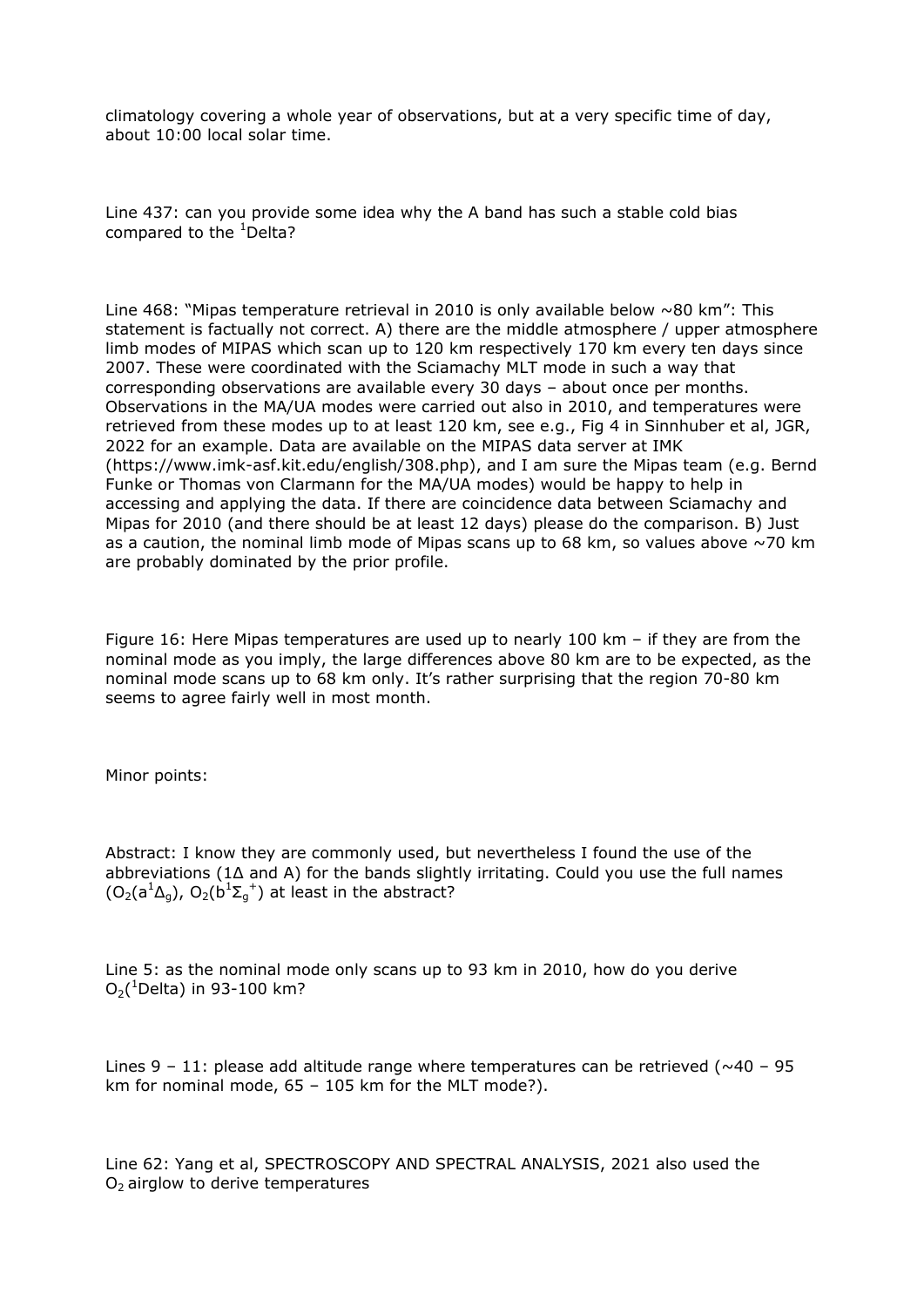climatology covering a whole year of observations, but at a very specific time of day, about 10:00 local solar time.

Line 437: can you provide some idea why the A band has such a stable cold bias compared to the $^1$Delta?

Line 468: "Mipas temperature retrieval in 2010 is only available below ~80 km": This statement is factually not correct. A) there are the middle atmosphere / upper atmosphere limb modes of MIPAS which scan up to 120 km respectively 170 km every ten days since 2007. These were coordinated with the Sciamachy MLT mode in such a way that corresponding observations are available every 30 days – about once per months. Observations in the MA/UA modes were carried out also in 2010, and temperatures were retrieved from these modes up to at least 120 km, see e.g., Fig 4 in Sinnhuber et al, JGR, 2022 for an example. Data are available on the MIPAS data server at IMK (https://www.imk-asf.kit.edu/english/308.php), and I am sure the Mipas team (e.g. Bernd Funke or Thomas von Clarmann for the MA/UA modes) would be happy to help in accessing and applying the data. If there are coincidence data between Sciamachy and Mipas for 2010 (and there should be at least 12 days) please do the comparison. B) Just as a caution, the nominal limb mode of Mipas scans up to 68 km, so values above ~70 km are probably dominated by the prior profile.

Figure 16: Here Mipas temperatures are used up to nearly 100 km – if they are from the nominal mode as you imply, the large differences above 80 km are to be expected, as the nominal mode scans up to 68 km only. It's rather surprising that the region 70-80 km seems to agree fairly well in most month.

Minor points:

Abstract: I know they are commonly used, but nevertheless I found the use of the abbreviations (1Δ and A) for the bands slightly irritating. Could you use the full names ($O_2(a^1\Delta_g)$, $O_2(b^1\Sigma_g^+)$) at least in the abstract?

Line 5: as the nominal mode only scans up to 93 km in 2010, how do you derive $O_2(^1$Delta) in 93-100 km?

Lines 9 – 11: please add altitude range where temperatures can be retrieved (~40 – 95 km for nominal mode, 65 – 105 km for the MLT mode?).

Line 62: Yang et al, SPECTROSCOPY AND SPECTRAL ANALYSIS, 2021 also used the $O_2$ airglow to derive temperatures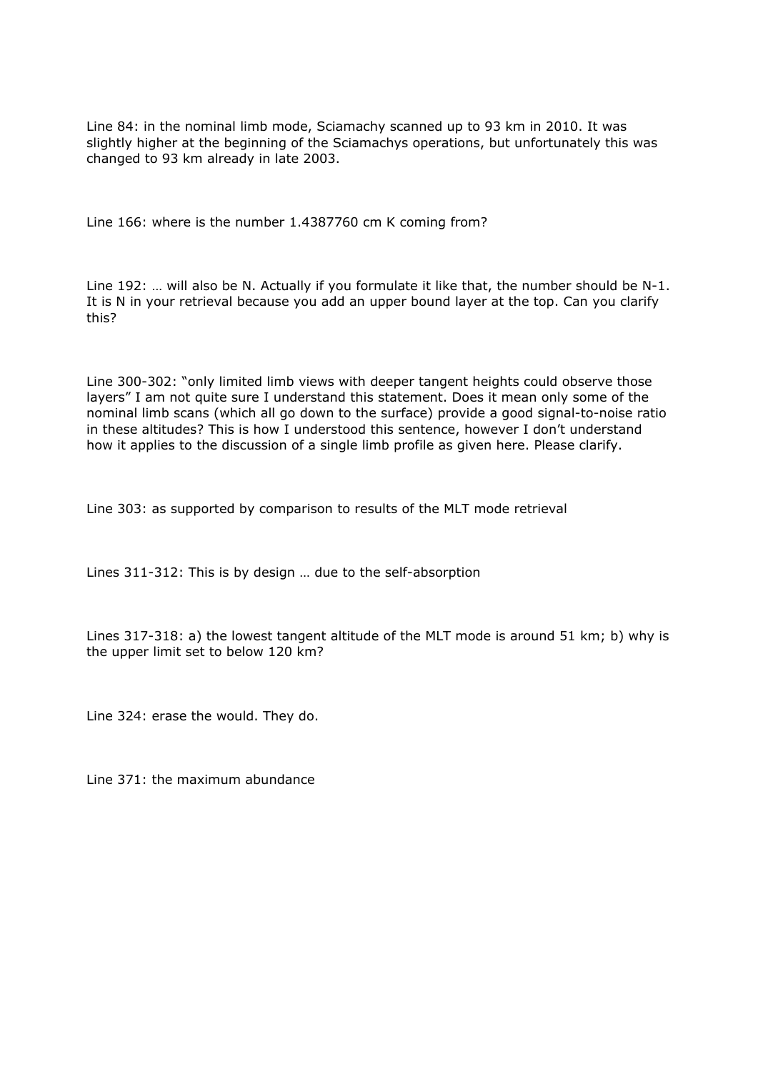Line 84: in the nominal limb mode, Sciamachy scanned up to 93 km in 2010. It was slightly higher at the beginning of the Sciamachys operations, but unfortunately this was changed to 93 km already in late 2003.

Line 166: where is the number 1.4387760 cm K coming from?

Line 192: … will also be N. Actually if you formulate it like that, the number should be N-1. It is N in your retrieval because you add an upper bound layer at the top. Can you clarify this?

Line 300-302: "only limited limb views with deeper tangent heights could observe those layers" I am not quite sure I understand this statement. Does it mean only some of the nominal limb scans (which all go down to the surface) provide a good signal-to-noise ratio in these altitudes? This is how I understood this sentence, however I don't understand how it applies to the discussion of a single limb profile as given here. Please clarify.

Line 303: as supported by comparison to results of the MLT mode retrieval

Lines 311-312: This is by design … due to the self-absorption

Lines 317-318: a) the lowest tangent altitude of the MLT mode is around 51 km; b) why is the upper limit set to below 120 km?

Line 324: erase the would. They do.

Line 371: the maximum abundance